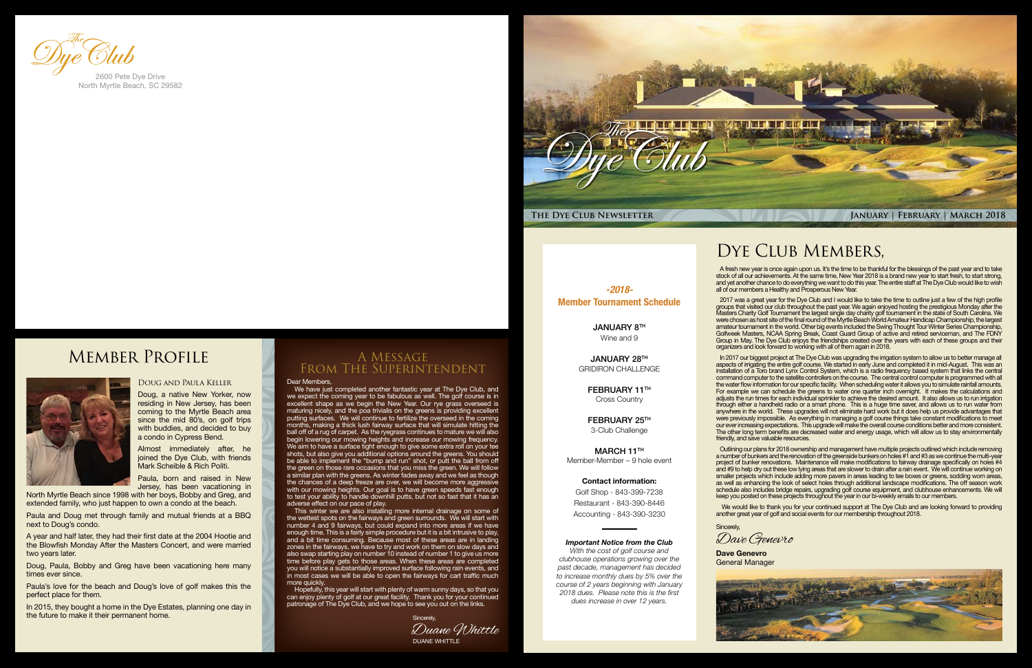The Dye Club

2600 Pete Dye Drive
North Myrtle Beach, SC 29582

The Dye Club

The Dye Club Newsletter

January | February | March 2018

# Dye Club Members,

A fresh new year is once again upon us. It's the time to be thankful for the blessings of the past year and to take stock of all our achievements. At the same time, New Year 2018 is a brand new year to start fresh, to start strong, and yet another chance to do everything we want to do this year. The entire staff at The Dye Club would like to wish all of our members a Healthy and Prosperous New Year.

2017 was a great year for the Dye Club and I would like to take the time to outline just a few of the high profile groups that visited our club throughout the past year. We again enjoyed hosting the prestigious Monday after the Masters Charity Golf Tournament the largest single day charity golf tournament in the state of South Carolina. We were chosen as host site of the final round of the Myrtle Beach World Amateur Handicap Championship, the largest amateur tournament in the world. Other big events included the Swing Thought Tour Winter Series Championship, Golfweek Masters, NCAA Spring Break, Coast Guard Group of active and retired serviceman, and The FDNY Group in May. The Dye Club enjoys the friendships created over the years with each of these groups and their organizers and look forward to working with all of them again in 2018.

In 2017 our biggest project at The Dye Club was upgrading the irrigation system to allow us to better manage all aspects of irrigating the entire golf course. We started in early June and completed it in mid-August. This was an installation of a Toro brand Lynx Control System, which is a radio frequency based system that links the central command computer to the satellite controllers on the course. The central control computer is programmed with all the water flow information for our specific facility. When scheduling water it allows you to simulate rainfall amounts. For example we can schedule the greens to water one quarter inch overnight. It makes the calculations and adjusts the run times for each individual sprinkler to achieve the desired amount. It also allows us to run irrigation through either a handheld radio or a smart phone. This is a huge time saver, and allows us to run water from anywhere in the world. These upgrades will not eliminate hard work but it does help us provide advantages that were previously impossible. As everything in managing a golf course things take constant modifications to meet our ever increasing expectations. This upgrade will make the overall course conditions better and more consistent. The other long term benefits are decreased water and energy usage, which will allow us to stay environmentally friendly, and save valuable resources.

Outlining our plans for 2018 ownership and management have multiple projects outlined which include removing a number of bunkers and the renovation of the greenside bunkers on holes #1 and #3 as we continue the multi-year project of bunker renovations. Maintenance will make modifications to fairway drainage specifically on holes #4 and #9 to help dry out these low lying areas that are slower to drain after a rain event. We will continue working on smaller projects which include adding more pavers in areas leading to tee boxes or greens, sodding worn areas, as well as enhancing the look of select holes through additional landscape modifications. The off season work schedule also includes bridge repairs, upgrading golf course equipment, and clubhouse enhancements. We will keep you posted on these projects throughout the year in our bi-weekly emails to our members.

We would like to thank you for your continued support at The Dye Club and are looking forward to providing another great year of golf and social events for our membership throughout 2018.

Sincerely,

Dave Genevro

**Dave Genevro**
General Manager

## *-2018-*
## Member Tournament Schedule

**JANUARY 8TH**
Wine and 9

**JANUARY 28TH**
GRIDIRON CHALLENGE

**FEBRUARY 11TH**
Cross Country

**FEBRUARY 25TH**
3-Club Challenge

**MARCH 11TH**
Member-Member – 9 hole event

**Contact information:**
Golf Shop - 843-399-7238
Restaurant - 843-390-8446
Accounting - 843-390-3230

***Important Notice from the Club***
*With the cost of golf course and clubhouse operations growing over the past decade, management has decided to increase monthly dues by 5% over the course of 2 years beginning with January 2018 dues. Please note this is the first dues increase in over 12 years.*

# Member Profile

### Doug and Paula Keller

Doug, a native New Yorker, now residing in New Jersey, has been coming to the Myrtle Beach area since the mid 80's, on golf trips with buddies, and decided to buy a condo in Cypress Bend.

Almost immediately after, he joined the Dye Club, with friends Mark Scheible & Rich Politi.

Paula, born and raised in New Jersey, has been vacationing in North Myrtle Beach since 1998 with her boys, Bobby and Greg, and extended family, who just happen to own a condo at the beach.

Paula and Doug met through family and mutual friends at a BBQ next to Doug's condo.

A year and half later, they had their first date at the 2004 Hootie and the Blowfish Monday After the Masters Concert, and were married two years later.

Doug, Paula, Bobby and Greg have been vacationing here many times ever since.

Paula's love for the beach and Doug's love of golf makes this the perfect place for them.

In 2015, they bought a home in the Dye Estates, planning one day in the future to make it their permanent home.

# A Message From the Superintendent

Dear Members,

We have just completed another fantastic year at The Dye Club, and we expect the coming year to be fabulous as well. The golf course is in excellent shape as we begin the New Year. Our rye grass overseed is maturing nicely, and the poa trivialis on the greens is providing excellent putting surfaces. We will continue to fertilize the overseed in the coming months, making a thick lush fairway surface that will simulate hitting the ball off of a rug of carpet. As the ryegrass continues to mature we will also begin lowering our mowing heights and increase our mowing frequency. We aim to have a surface tight enough to give some extra roll on your tee shots, but also give you additional options around the greens. You should be able to implement the "bump and run" shot, or putt the ball from off the green on those rare occasions that you miss the green. We will follow a similar plan with the greens. As winter fades away and we feel as though the chances of a deep freeze are over, we will become more aggressive with our mowing heights. Our goal is to have green speeds fast enough to test your ability to handle downhill putts, but not so fast that it has an adverse effect on our pace of play.

This winter we are also installing more internal drainage on some of the wettest spots on the fairways and green surrounds. We will start with number 4 and 9 fairways, but could expand into more areas if we have enough time. This is a fairly simple procedure but it is a bit intrusive to play, and a bit time consuming. Because most of these areas are in landing zones in the fairways, we have to try and work on them on slow days and also swap starting play on number 10 instead of number 1 to give us more time before play gets to those areas. When these areas are completed you will notice a substantially improved surface following rain events, and in most cases we will be able to open the fairways for cart traffic much more quickly.

Hopefully, this year will start with plenty of warm sunny days, so that you can enjoy plenty of golf at our great facility. Thank you for your continued patronage of The Dye Club, and we hope to see you out on the links.

Sincerely,

Duane Whittle

DUANE WHITTLE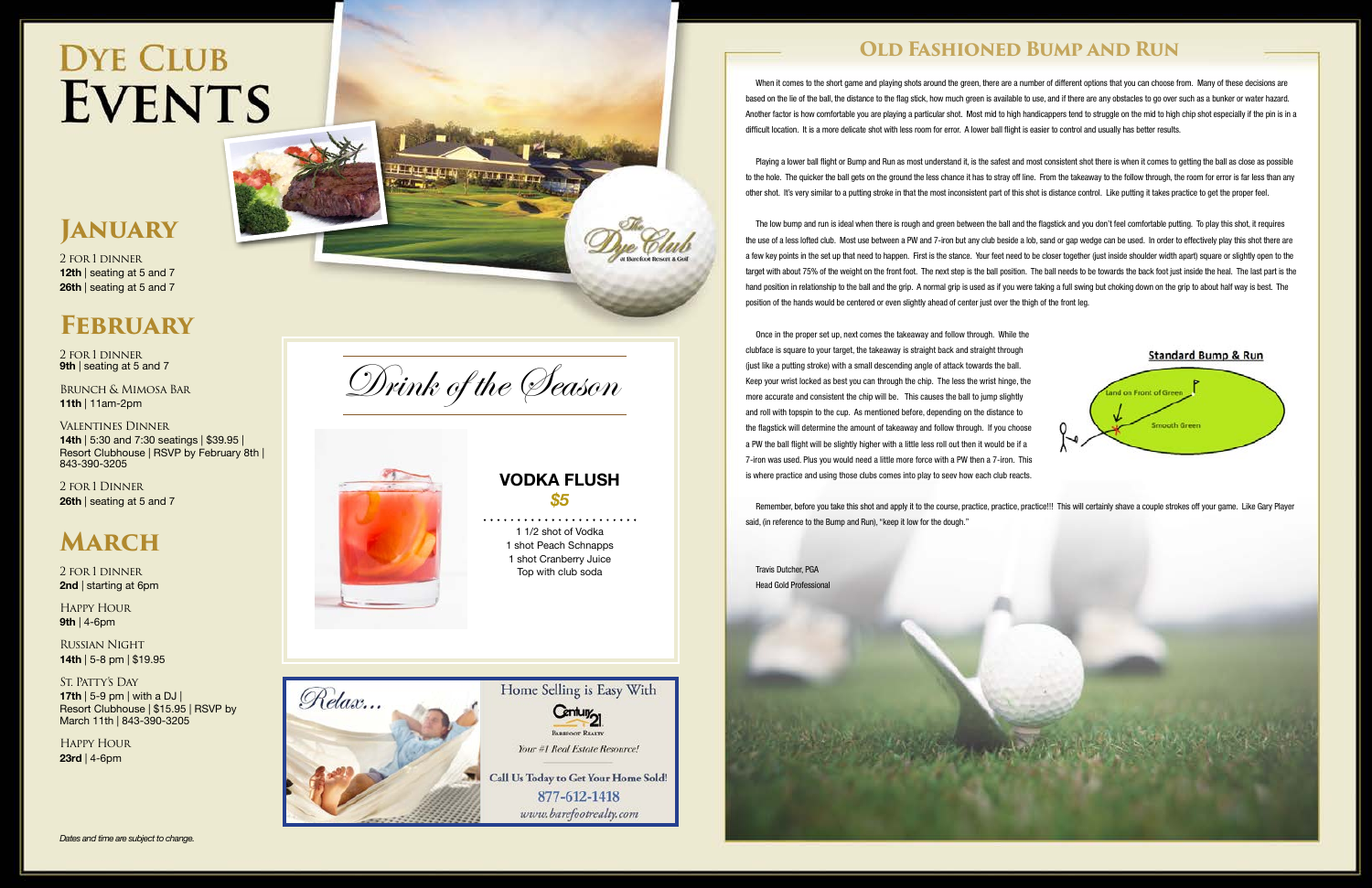# Dye Club Events

## January

2 for 1 Dinner
**12th** | seating at 5 and 7
**26th** | seating at 5 and 7

## February

2 for 1 Dinner
**9th** | seating at 5 and 7

Brunch & Mimosa Bar
**11th** | 11am-2pm

Valentines Dinner
**14th** | 5:30 and 7:30 seatings | $39.95 | Resort Clubhouse | RSVP by February 8th | 843-390-3205

2 for 1 Dinner
**26th** | seating at 5 and 7

## March

2 for 1 Dinner
**2nd** | starting at 6pm

Happy Hour
**9th** | 4-6pm

Russian Night
**14th** | 5-8 pm | $19.95

St. Patty's Day
**17th** | 5-9 pm | with a DJ | Resort Clubhouse | $15.95 | RSVP by March 11th | 843-390-3205

Happy Hour
**23rd** | 4-6pm

*Dates and time are subject to change.*

The Dye Club at Barefoot Resort & Golf

## Drink of the Season

**VODKA FLUSH**
*$5*

1 1/2 shot of Vodka
1 shot Peach Schnapps
1 shot Cranberry Juice
Top with club soda

Relax...

Home Selling is Easy With
Century 21 Barefoot Realty
*Your #1 Real Estate Resource!*
**Call Us Today to Get Your Home Sold!**
877-612-1418
www.barefootrealty.com

## Old Fashioned Bump and Run

When it comes to the short game and playing shots around the green, there are a number of different options that you can choose from. Many of these decisions are based on the lie of the ball, the distance to the flag stick, how much green is available to use, and if there are any obstacles to go over such as a bunker or water hazard. Another factor is how comfortable you are playing a particular shot. Most mid to high handicappers tend to struggle on the mid to high chip shot especially if the pin is in a difficult location. It is a more delicate shot with less room for error. A lower ball flight is easier to control and usually has better results.

Playing a lower ball flight or Bump and Run as most understand it, is the safest and most consistent shot there is when it comes to getting the ball as close as possible to the hole. The quicker the ball gets on the ground the less chance it has to stray off line. From the takeaway to the follow through, the room for error is far less than any other shot. It's very similar to a putting stroke in that the most inconsistent part of this shot is distance control. Like putting it takes practice to get the proper feel.

The low bump and run is ideal when there is rough and green between the ball and the flagstick and you don't feel comfortable putting. To play this shot, it requires the use of a less lofted club. Most use between a PW and 7-iron but any club beside a lob, sand or gap wedge can be used. In order to effectively play this shot there are a few key points in the set up that need to happen. First is the stance. Your feet need to be closer together (just inside shoulder width apart) square or slightly open to the target with about 75% of the weight on the front foot. The next step is the ball position. The ball needs to be towards the back foot just inside the heal. The last part is the hand position in relationship to the ball and the grip. A normal grip is used as if you were taking a full swing but choking down on the grip to about half way is best. The position of the hands would be centered or even slightly ahead of center just over the thigh of the front leg.

Once in the proper set up, next comes the takeaway and follow through. While the clubface is square to your target, the takeaway is straight back and straight through (just like a putting stroke) with a small descending angle of attack towards the ball. Keep your wrist locked as best you can through the chip. The less the wrist hinge, the more accurate and consistent the chip will be. This causes the ball to jump slightly and roll with topspin to the cup. As mentioned before, depending on the distance to the flagstick will determine the amount of takeaway and follow through. If you choose a PW the ball flight will be slightly higher with a little less roll out then it would be if a 7-iron was used. Plus you would need a little more force with a PW then a 7-iron. This is where practice and using those clubs comes into play to seev how each club reacts.

Standard Bump & Run
Land on Front of Green
Smooth Green

Remember, before you take this shot and apply it to the course, practice, practice, practice!!! This will certainly shave a couple strokes off your game. Like Gary Player said, (in reference to the Bump and Run), "keep it low for the dough."

Travis Dutcher, PGA
Head Gold Professional